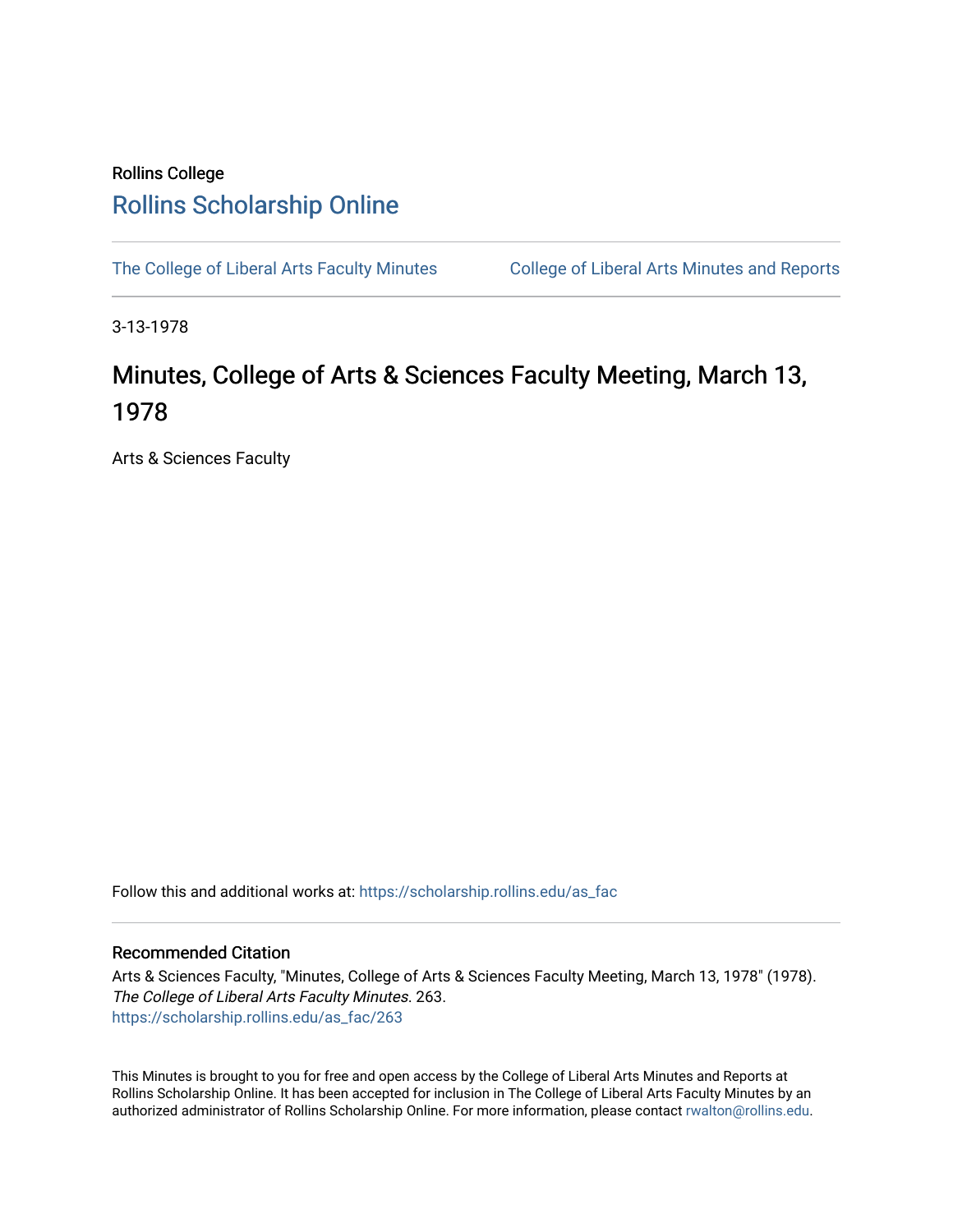Rollins College

# Rollins Scholarship Online

The College of Liberal Arts Faculty Minutes

College of Liberal Arts Minutes and Reports

3-13-1978

# Minutes, College of Arts & Sciences Faculty Meeting, March 13, 1978

Arts & Sciences Faculty

Follow this and additional works at: https://scholarship.rollins.edu/as_fac

## Recommended Citation

Arts & Sciences Faculty, "Minutes, College of Arts & Sciences Faculty Meeting, March 13, 1978" (1978). *The College of Liberal Arts Faculty Minutes*. 263.
https://scholarship.rollins.edu/as_fac/263

This Minutes is brought to you for free and open access by the College of Liberal Arts Minutes and Reports at Rollins Scholarship Online. It has been accepted for inclusion in The College of Liberal Arts Faculty Minutes by an authorized administrator of Rollins Scholarship Online. For more information, please contact rwalton@rollins.edu.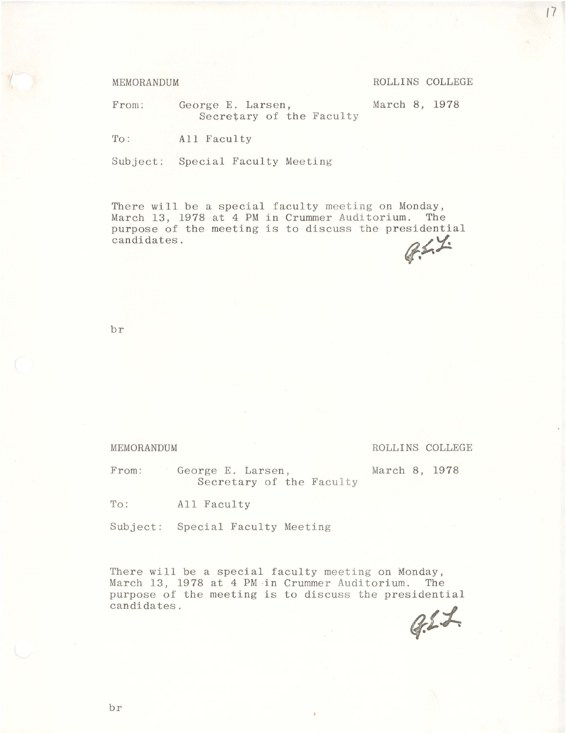MEMORANDUM

ROLLINS COLLEGE

From: George E. Larsen,
Secretary of the Faculty

March 8, 1978

To: All Faculty

Subject: Special Faculty Meeting

There will be a special faculty meeting on Monday, March 13, 1978 at 4 PM in Crummer Auditorium. The purpose of the meeting is to discuss the presidential candidates.

G.E.L.

br

---

MEMORANDUM

ROLLINS COLLEGE

From: George E. Larsen,
Secretary of the Faculty

March 8, 1978

To: All Faculty

Subject: Special Faculty Meeting

There will be a special faculty meeting on Monday, March 13, 1978 at 4 PM in Crummer Auditorium. The purpose of the meeting is to discuss the presidential candidates.

G.E.L.

br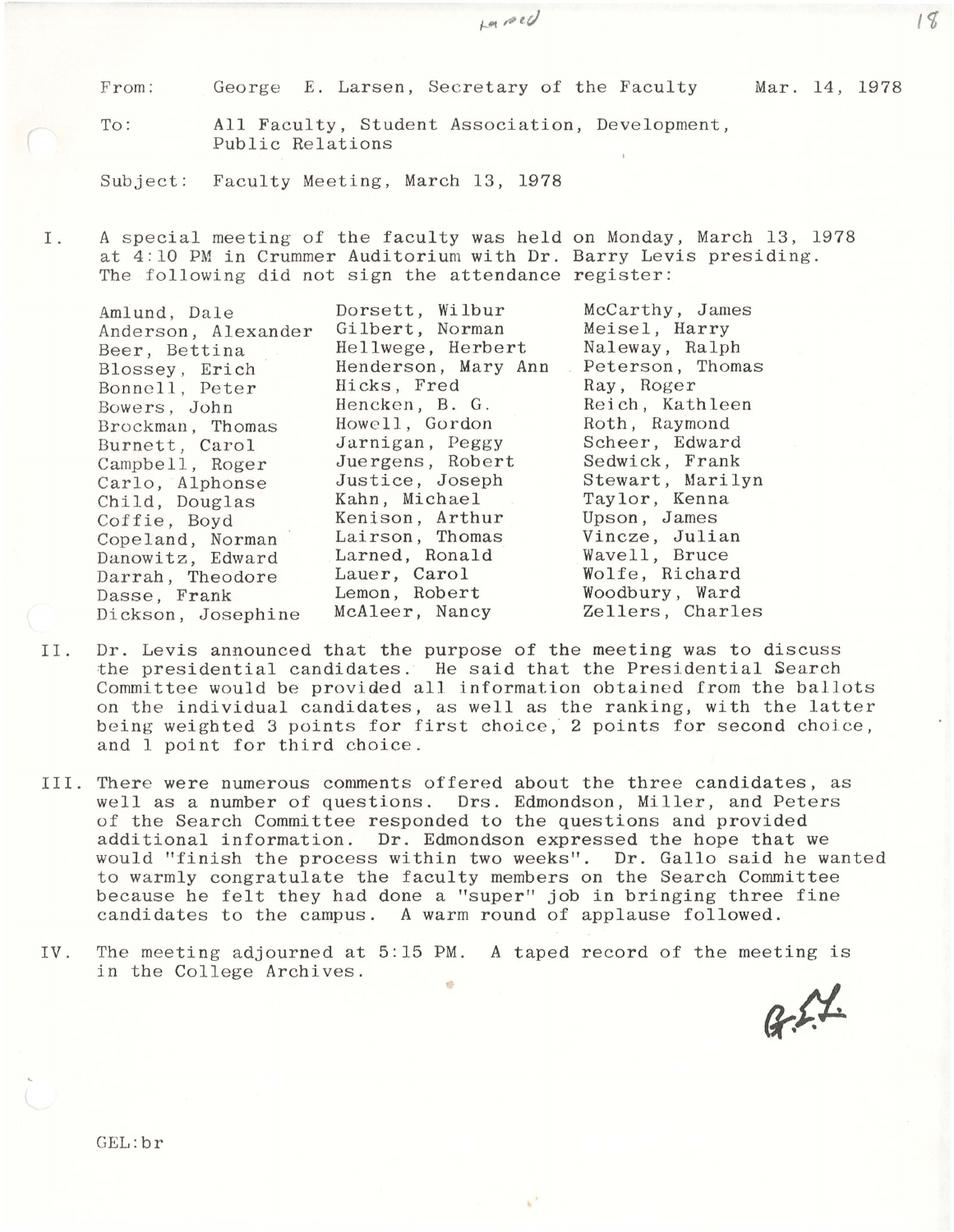From: George E. Larsen, Secretary of the Faculty — Mar. 14, 1978

To: All Faculty, Student Association, Development, Public Relations

Subject: Faculty Meeting, March 13, 1978

I. A special meeting of the faculty was held on Monday, March 13, 1978 at 4:10 PM in Crummer Auditorium with Dr. Barry Levis presiding. The following did not sign the attendance register:

| | | |
|---|---|---|
| Amlund, Dale | Dorsett, Wilbur | McCarthy, James |
| Anderson, Alexander | Gilbert, Norman | Meisel, Harry |
| Beer, Bettina | Hellwege, Herbert | Naleway, Ralph |
| Blossey, Erich | Henderson, Mary Ann | Peterson, Thomas |
| Bonnell, Peter | Hicks, Fred | Ray, Roger |
| Bowers, John | Hencken, B. G. | Reich, Kathleen |
| Brockman, Thomas | Howell, Gordon | Roth, Raymond |
| Burnett, Carol | Jarnigan, Peggy | Scheer, Edward |
| Campbell, Roger | Juergens, Robert | Sedwick, Frank |
| Carlo, Alphonse | Justice, Joseph | Stewart, Marilyn |
| Child, Douglas | Kahn, Michael | Taylor, Kenna |
| Coffie, Boyd | Kenison, Arthur | Upson, James |
| Copeland, Norman | Lairson, Thomas | Vincze, Julian |
| Danowitz, Edward | Larned, Ronald | Wavell, Bruce |
| Darrah, Theodore | Lauer, Carol | Wolfe, Richard |
| Dasse, Frank | Lemon, Robert | Woodbury, Ward |
| Dickson, Josephine | McAleer, Nancy | Zellers, Charles |

II. Dr. Levis announced that the purpose of the meeting was to discuss the presidential candidates. He said that the Presidential Search Committee would be provided all information obtained from the ballots on the individual candidates, as well as the ranking, with the latter being weighted 3 points for first choice, 2 points for second choice, and 1 point for third choice.

III. There were numerous comments offered about the three candidates, as well as a number of questions. Drs. Edmondson, Miller, and Peters of the Search Committee responded to the questions and provided additional information. Dr. Edmondson expressed the hope that we would "finish the process within two weeks". Dr. Gallo said he wanted to warmly congratulate the faculty members on the Search Committee because he felt they had done a "super" job in bringing three fine candidates to the campus. A warm round of applause followed.

IV. The meeting adjourned at 5:15 PM. A taped record of the meeting is in the College Archives.

G.E.L.

GEL:br